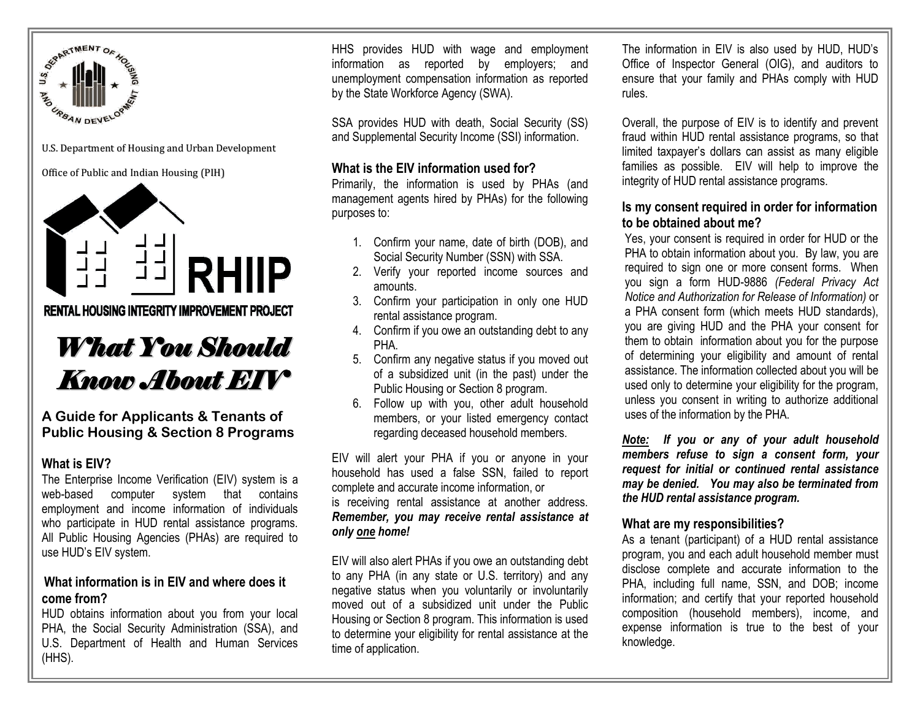U.S. Department of Housing and Urban Development

Office of Public and Indian Housing (PIH)

RHIIP

RENTAL HOUSING INTEGRITY IMPROVEMENT PROJECT

# *What You Should Know About EIV*

### A Guide for Applicants & Tenants of Public Housing & Section 8 Programs

## What is EIV?

The Enterprise Income Verification (EIV) system is a web-based computer system that contains employment and income information of individuals who participate in HUD rental assistance programs. All Public Housing Agencies (PHAs) are required to use HUD's EIV system.

## What information is in EIV and where does it come from?

HUD obtains information about you from your local PHA, the Social Security Administration (SSA), and U.S. Department of Health and Human Services (HHS).

HHS provides HUD with wage and employment information as reported by employers; and unemployment compensation information as reported by the State Workforce Agency (SWA).

SSA provides HUD with death, Social Security (SS) and Supplemental Security Income (SSI) information.

## What is the EIV information used for?

Primarily, the information is used by PHAs (and management agents hired by PHAs) for the following purposes to:

1. Confirm your name, date of birth (DOB), and Social Security Number (SSN) with SSA.
2. Verify your reported income sources and amounts.
3. Confirm your participation in only one HUD rental assistance program.
4. Confirm if you owe an outstanding debt to any PHA.
5. Confirm any negative status if you moved out of a subsidized unit (in the past) under the Public Housing or Section 8 program.
6. Follow up with you, other adult household members, or your listed emergency contact regarding deceased household members.

EIV will alert your PHA if you or anyone in your household has used a false SSN, failed to report complete and accurate income information, or is receiving rental assistance at another address. ***Remember, you may receive rental assistance at only one home!***

EIV will also alert PHAs if you owe an outstanding debt to any PHA (in any state or U.S. territory) and any negative status when you voluntarily or involuntarily moved out of a subsidized unit under the Public Housing or Section 8 program. This information is used to determine your eligibility for rental assistance at the time of application.

The information in EIV is also used by HUD, HUD's Office of Inspector General (OIG), and auditors to ensure that your family and PHAs comply with HUD rules.

Overall, the purpose of EIV is to identify and prevent fraud within HUD rental assistance programs, so that limited taxpayer's dollars can assist as many eligible families as possible. EIV will help to improve the integrity of HUD rental assistance programs.

## Is my consent required in order for information to be obtained about me?

Yes, your consent is required in order for HUD or the PHA to obtain information about you. By law, you are required to sign one or more consent forms. When you sign a form HUD-9886 *(Federal Privacy Act Notice and Authorization for Release of Information)* or a PHA consent form (which meets HUD standards), you are giving HUD and the PHA your consent for them to obtain information about you for the purpose of determining your eligibility and amount of rental assistance. The information collected about you will be used only to determine your eligibility for the program, unless you consent in writing to authorize additional uses of the information by the PHA.

***Note: If you or any of your adult household members refuse to sign a consent form, your request for initial or continued rental assistance may be denied. You may also be terminated from the HUD rental assistance program.***

## What are my responsibilities?

As a tenant (participant) of a HUD rental assistance program, you and each adult household member must disclose complete and accurate information to the PHA, including full name, SSN, and DOB; income information; and certify that your reported household composition (household members), income, and expense information is true to the best of your knowledge.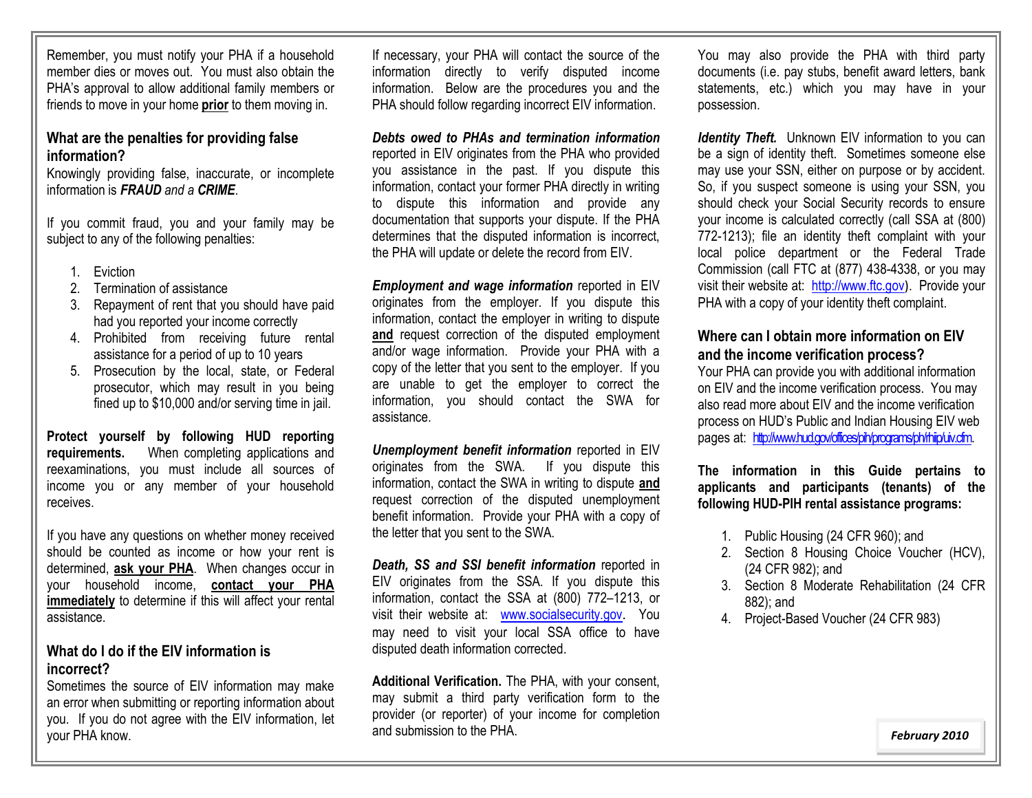Remember, you must notify your PHA if a household member dies or moves out. You must also obtain the PHA's approval to allow additional family members or friends to move in your home **prior** to them moving in.

## What are the penalties for providing false information?

Knowingly providing false, inaccurate, or incomplete information is ***FRAUD*** *and a* ***CRIME***.

If you commit fraud, you and your family may be subject to any of the following penalties:

1. Eviction
2. Termination of assistance
3. Repayment of rent that you should have paid had you reported your income correctly
4. Prohibited from receiving future rental assistance for a period of up to 10 years
5. Prosecution by the local, state, or Federal prosecutor, which may result in you being fined up to $10,000 and/or serving time in jail.

**Protect yourself by following HUD reporting requirements.** When completing applications and reexaminations, you must include all sources of income you or any member of your household receives.

If you have any questions on whether money received should be counted as income or how your rent is determined, **ask your PHA**. When changes occur in your household income, **contact your PHA immediately** to determine if this will affect your rental assistance.

## What do I do if the EIV information is incorrect?

Sometimes the source of EIV information may make an error when submitting or reporting information about you. If you do not agree with the EIV information, let your PHA know.

If necessary, your PHA will contact the source of the information directly to verify disputed income information. Below are the procedures you and the PHA should follow regarding incorrect EIV information.

***Debts owed to PHAs and termination information*** reported in EIV originates from the PHA who provided you assistance in the past. If you dispute this information, contact your former PHA directly in writing to dispute this information and provide any documentation that supports your dispute. If the PHA determines that the disputed information is incorrect, the PHA will update or delete the record from EIV.

***Employment and wage information*** reported in EIV originates from the employer. If you dispute this information, contact the employer in writing to dispute **and** request correction of the disputed employment and/or wage information. Provide your PHA with a copy of the letter that you sent to the employer. If you are unable to get the employer to correct the information, you should contact the SWA for assistance.

***Unemployment benefit information*** reported in EIV originates from the SWA. If you dispute this information, contact the SWA in writing to dispute **and** request correction of the disputed unemployment benefit information. Provide your PHA with a copy of the letter that you sent to the SWA.

***Death, SS and SSI benefit information*** reported in EIV originates from the SSA. If you dispute this information, contact the SSA at (800) 772–1213, or visit their website at: www.socialsecurity.gov. You may need to visit your local SSA office to have disputed death information corrected.

**Additional Verification.** The PHA, with your consent, may submit a third party verification form to the provider (or reporter) of your income for completion and submission to the PHA.

You may also provide the PHA with third party documents (i.e. pay stubs, benefit award letters, bank statements, etc.) which you may have in your possession.

***Identity Theft.*** Unknown EIV information to you can be a sign of identity theft. Sometimes someone else may use your SSN, either on purpose or by accident. So, if you suspect someone is using your SSN, you should check your Social Security records to ensure your income is calculated correctly (call SSA at (800) 772-1213); file an identity theft complaint with your local police department or the Federal Trade Commission (call FTC at (877) 438-4338, or you may visit their website at: http://www.ftc.gov). Provide your PHA with a copy of your identity theft complaint.

## Where can I obtain more information on EIV and the income verification process?

Your PHA can provide you with additional information on EIV and the income verification process. You may also read more about EIV and the income verification process on HUD's Public and Indian Housing EIV web pages at: http://www.hud.gov/offices/pih/programs/ph/rhiip/uiv.cfm.

**The information in this Guide pertains to applicants and participants (tenants) of the following HUD-PIH rental assistance programs:**

1. Public Housing (24 CFR 960); and
2. Section 8 Housing Choice Voucher (HCV), (24 CFR 982); and
3. Section 8 Moderate Rehabilitation (24 CFR 882); and
4. Project-Based Voucher (24 CFR 983)

***February 2010***